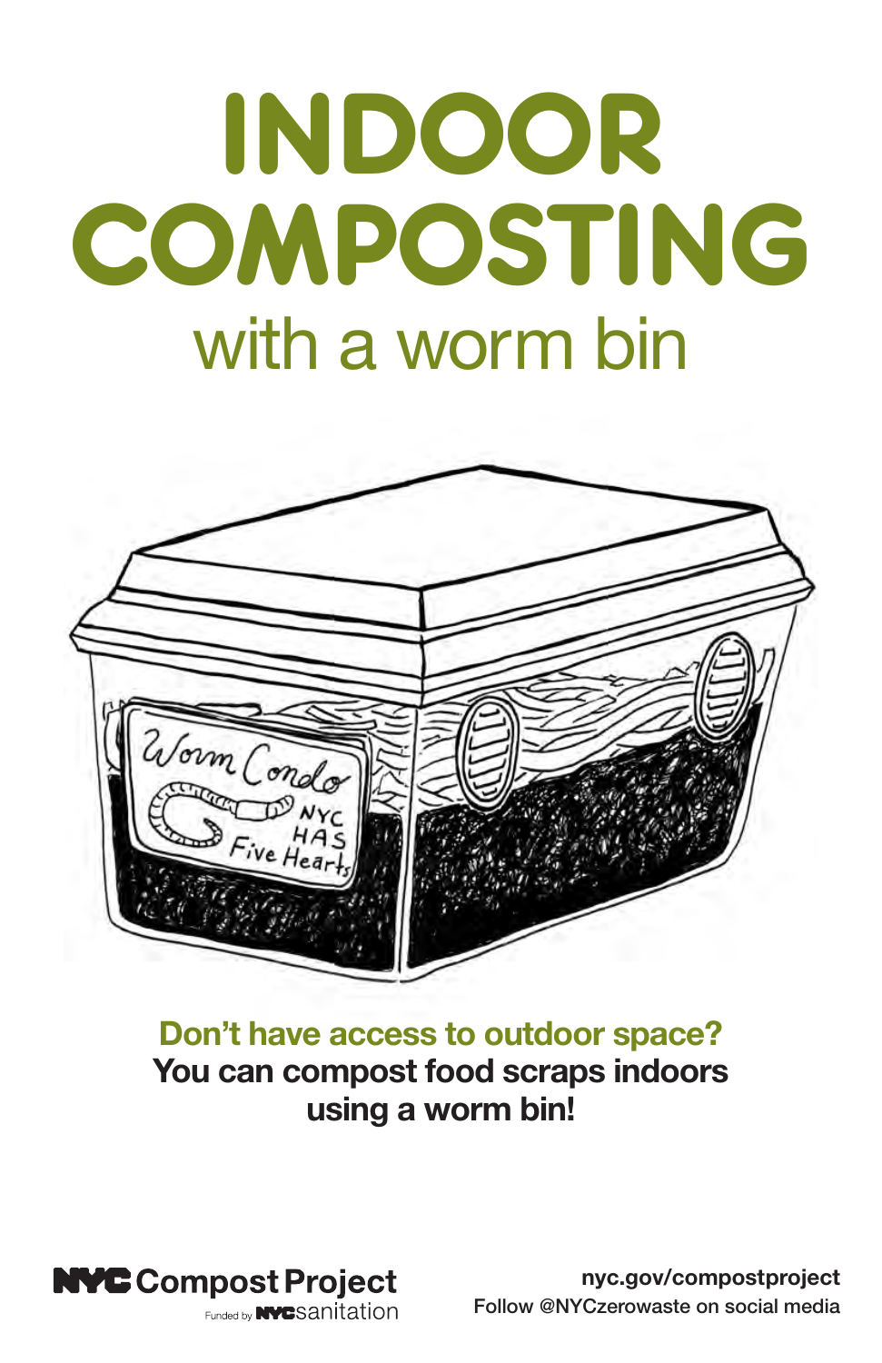# INDOOR COMPOSTING

## with a worm bin

**Don't have access to outdoor space?**
**You can compost food scraps indoors using a worm bin!**

NYC Compost Project
Funded by NYC sanitation

nyc.gov/compostproject
Follow @NYCzerowaste on social media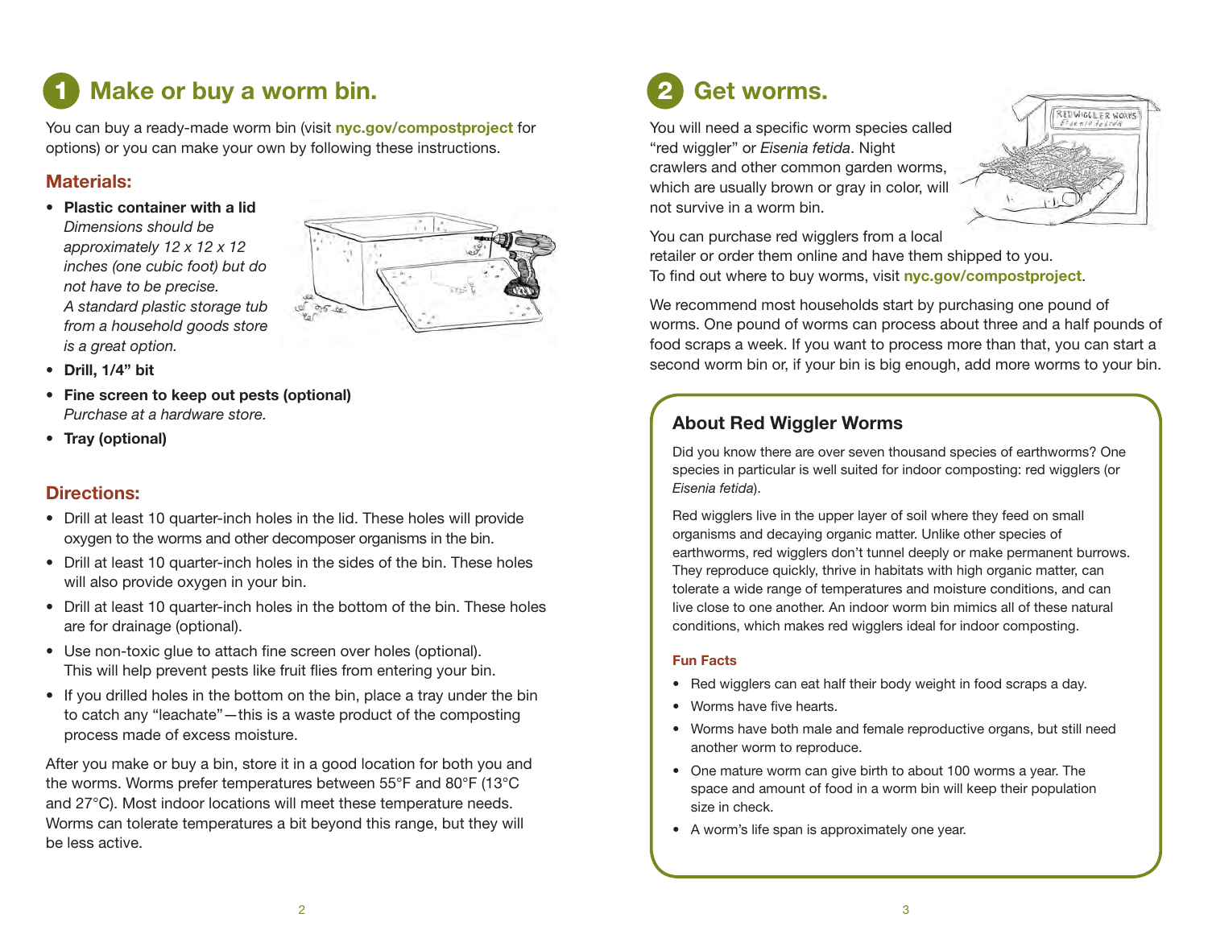# 1 Make or buy a worm bin.

You can buy a ready-made worm bin (visit **nyc.gov/compostproject** for options) or you can make your own by following these instructions.

## Materials:

- **Plastic container with a lid**
  *Dimensions should be approximately 12 x 12 x 12 inches (one cubic foot) but do not have to be precise. A standard plastic storage tub from a household goods store is a great option.*
- **Drill, 1/4" bit**
- **Fine screen to keep out pests (optional)**
  *Purchase at a hardware store.*
- **Tray (optional)**

## Directions:

- Drill at least 10 quarter-inch holes in the lid. These holes will provide oxygen to the worms and other decomposer organisms in the bin.
- Drill at least 10 quarter-inch holes in the sides of the bin. These holes will also provide oxygen in your bin.
- Drill at least 10 quarter-inch holes in the bottom of the bin. These holes are for drainage (optional).
- Use non-toxic glue to attach fine screen over holes (optional). This will help prevent pests like fruit flies from entering your bin.
- If you drilled holes in the bottom on the bin, place a tray under the bin to catch any "leachate"—this is a waste product of the composting process made of excess moisture.

After you make or buy a bin, store it in a good location for both you and the worms. Worms prefer temperatures between 55°F and 80°F (13°C and 27°C). Most indoor locations will meet these temperature needs. Worms can tolerate temperatures a bit beyond this range, but they will be less active.

# 2 Get worms.

You will need a specific worm species called "red wiggler" or *Eisenia fetida*. Night crawlers and other common garden worms, which are usually brown or gray in color, will not survive in a worm bin.

You can purchase red wigglers from a local retailer or order them online and have them shipped to you. To find out where to buy worms, visit **nyc.gov/compostproject**.

We recommend most households start by purchasing one pound of worms. One pound of worms can process about three and a half pounds of food scraps a week. If you want to process more than that, you can start a second worm bin or, if your bin is big enough, add more worms to your bin.

### About Red Wiggler Worms

Did you know there are over seven thousand species of earthworms? One species in particular is well suited for indoor composting: red wigglers (or *Eisenia fetida*).

Red wigglers live in the upper layer of soil where they feed on small organisms and decaying organic matter. Unlike other species of earthworms, red wigglers don't tunnel deeply or make permanent burrows. They reproduce quickly, thrive in habitats with high organic matter, can tolerate a wide range of temperatures and moisture conditions, and can live close to one another. An indoor worm bin mimics all of these natural conditions, which makes red wigglers ideal for indoor composting.

#### Fun Facts

- Red wigglers can eat half their body weight in food scraps a day.
- Worms have five hearts.
- Worms have both male and female reproductive organs, but still need another worm to reproduce.
- One mature worm can give birth to about 100 worms a year. The space and amount of food in a worm bin will keep their population size in check.
- A worm's life span is approximately one year.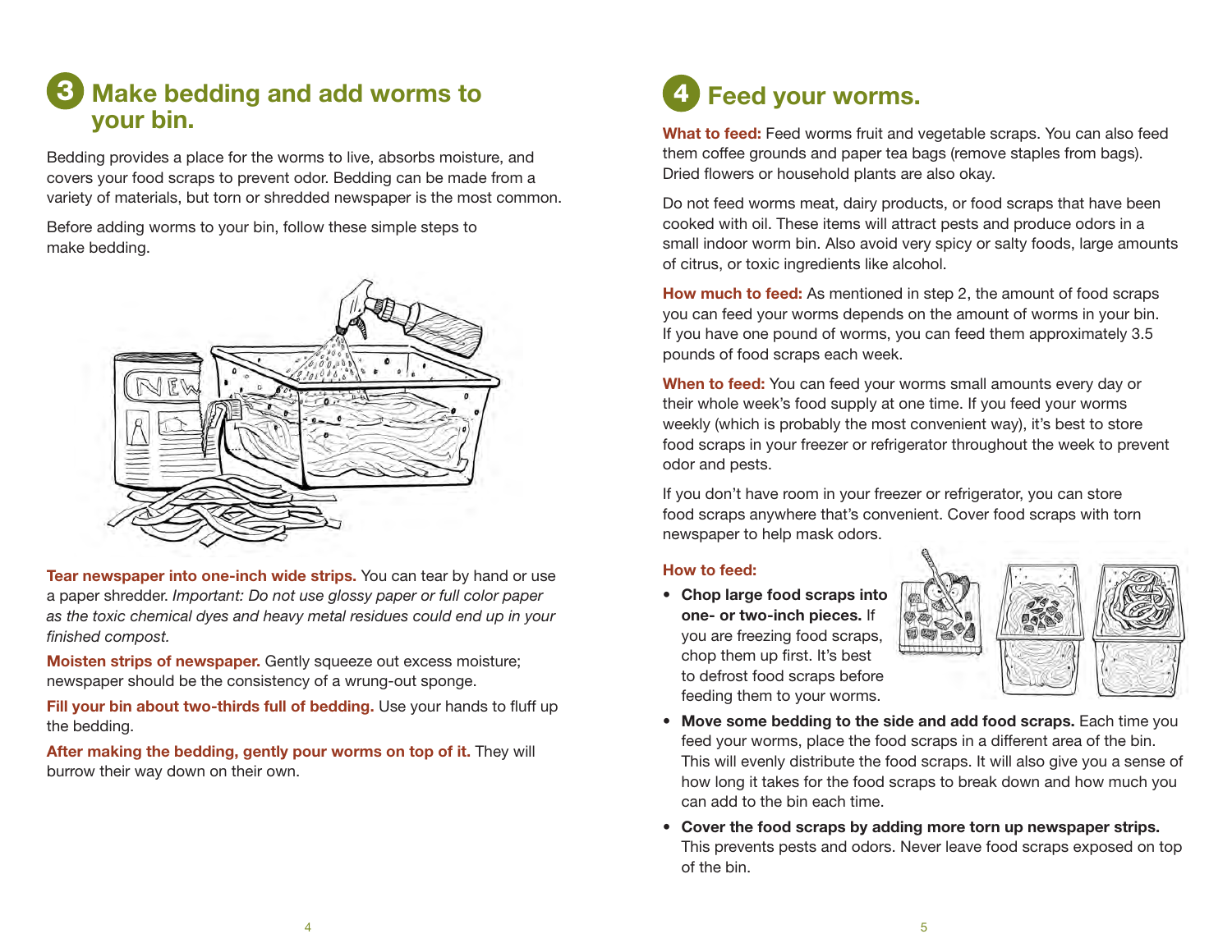## 3 Make bedding and add worms to your bin.

Bedding provides a place for the worms to live, absorbs moisture, and covers your food scraps to prevent odor. Bedding can be made from a variety of materials, but torn or shredded newspaper is the most common.

Before adding worms to your bin, follow these simple steps to make bedding.

**Tear newspaper into one-inch wide strips.** You can tear by hand or use a paper shredder. *Important: Do not use glossy paper or full color paper as the toxic chemical dyes and heavy metal residues could end up in your finished compost.*

**Moisten strips of newspaper.** Gently squeeze out excess moisture; newspaper should be the consistency of a wrung-out sponge.

**Fill your bin about two-thirds full of bedding.** Use your hands to fluff up the bedding.

**After making the bedding, gently pour worms on top of it.** They will burrow their way down on their own.

## 4 Feed your worms.

**What to feed:** Feed worms fruit and vegetable scraps. You can also feed them coffee grounds and paper tea bags (remove staples from bags). Dried flowers or household plants are also okay.

Do not feed worms meat, dairy products, or food scraps that have been cooked with oil. These items will attract pests and produce odors in a small indoor worm bin. Also avoid very spicy or salty foods, large amounts of citrus, or toxic ingredients like alcohol.

**How much to feed:** As mentioned in step 2, the amount of food scraps you can feed your worms depends on the amount of worms in your bin. If you have one pound of worms, you can feed them approximately 3.5 pounds of food scraps each week.

**When to feed:** You can feed your worms small amounts every day or their whole week's food supply at one time. If you feed your worms weekly (which is probably the most convenient way), it's best to store food scraps in your freezer or refrigerator throughout the week to prevent odor and pests.

If you don't have room in your freezer or refrigerator, you can store food scraps anywhere that's convenient. Cover food scraps with torn newspaper to help mask odors.

**How to feed:**

- **Chop large food scraps into one- or two-inch pieces.** If you are freezing food scraps, chop them up first. It's best to defrost food scraps before feeding them to your worms.
- **Move some bedding to the side and add food scraps.** Each time you feed your worms, place the food scraps in a different area of the bin. This will evenly distribute the food scraps. It will also give you a sense of how long it takes for the food scraps to break down and how much you can add to the bin each time.
- **Cover the food scraps by adding more torn up newspaper strips.** This prevents pests and odors. Never leave food scraps exposed on top of the bin.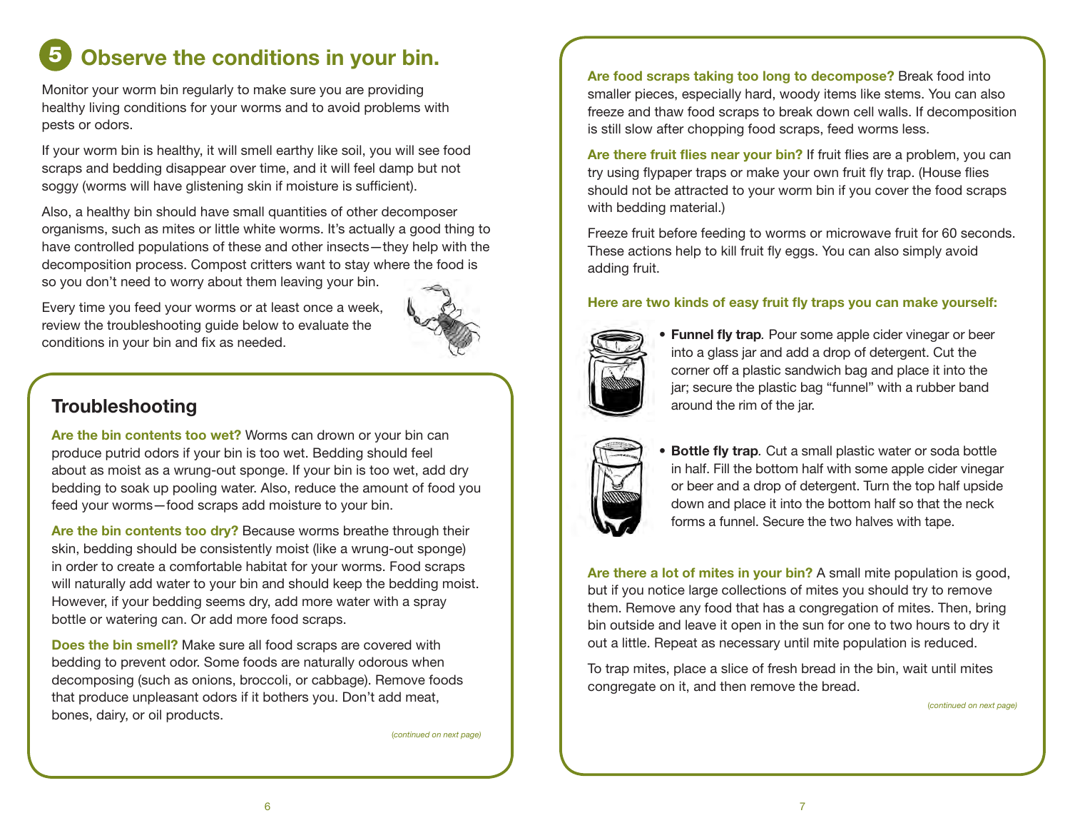## 5 Observe the conditions in your bin.

Monitor your worm bin regularly to make sure you are providing healthy living conditions for your worms and to avoid problems with pests or odors.

If your worm bin is healthy, it will smell earthy like soil, you will see food scraps and bedding disappear over time, and it will feel damp but not soggy (worms will have glistening skin if moisture is sufficient).

Also, a healthy bin should have small quantities of other decomposer organisms, such as mites or little white worms. It's actually a good thing to have controlled populations of these and other insects—they help with the decomposition process. Compost critters want to stay where the food is so you don't need to worry about them leaving your bin.

Every time you feed your worms or at least once a week, review the troubleshooting guide below to evaluate the conditions in your bin and fix as needed.

### Troubleshooting

**Are the bin contents too wet?** Worms can drown or your bin can produce putrid odors if your bin is too wet. Bedding should feel about as moist as a wrung-out sponge. If your bin is too wet, add dry bedding to soak up pooling water. Also, reduce the amount of food you feed your worms—food scraps add moisture to your bin.

**Are the bin contents too dry?** Because worms breathe through their skin, bedding should be consistently moist (like a wrung-out sponge) in order to create a comfortable habitat for your worms. Food scraps will naturally add water to your bin and should keep the bedding moist. However, if your bedding seems dry, add more water with a spray bottle or watering can. Or add more food scraps.

**Does the bin smell?** Make sure all food scraps are covered with bedding to prevent odor. Some foods are naturally odorous when decomposing (such as onions, broccoli, or cabbage). Remove foods that produce unpleasant odors if it bothers you. Don't add meat, bones, dairy, or oil products.

*(continued on next page)*

**Are food scraps taking too long to decompose?** Break food into smaller pieces, especially hard, woody items like stems. You can also freeze and thaw food scraps to break down cell walls. If decomposition is still slow after chopping food scraps, feed worms less.

**Are there fruit flies near your bin?** If fruit flies are a problem, you can try using flypaper traps or make your own fruit fly trap. (House flies should not be attracted to your worm bin if you cover the food scraps with bedding material.)

Freeze fruit before feeding to worms or microwave fruit for 60 seconds. These actions help to kill fruit fly eggs. You can also simply avoid adding fruit.

**Here are two kinds of easy fruit fly traps you can make yourself:**

- **Funnel fly trap**. Pour some apple cider vinegar or beer into a glass jar and add a drop of detergent. Cut the corner off a plastic sandwich bag and place it into the jar; secure the plastic bag "funnel" with a rubber band around the rim of the jar.
- **Bottle fly trap**. Cut a small plastic water or soda bottle in half. Fill the bottom half with some apple cider vinegar or beer and a drop of detergent. Turn the top half upside down and place it into the bottom half so that the neck forms a funnel. Secure the two halves with tape.

**Are there a lot of mites in your bin?** A small mite population is good, but if you notice large collections of mites you should try to remove them. Remove any food that has a congregation of mites. Then, bring bin outside and leave it open in the sun for one to two hours to dry it out a little. Repeat as necessary until mite population is reduced.

To trap mites, place a slice of fresh bread in the bin, wait until mites congregate on it, and then remove the bread.

*(continued on next page)*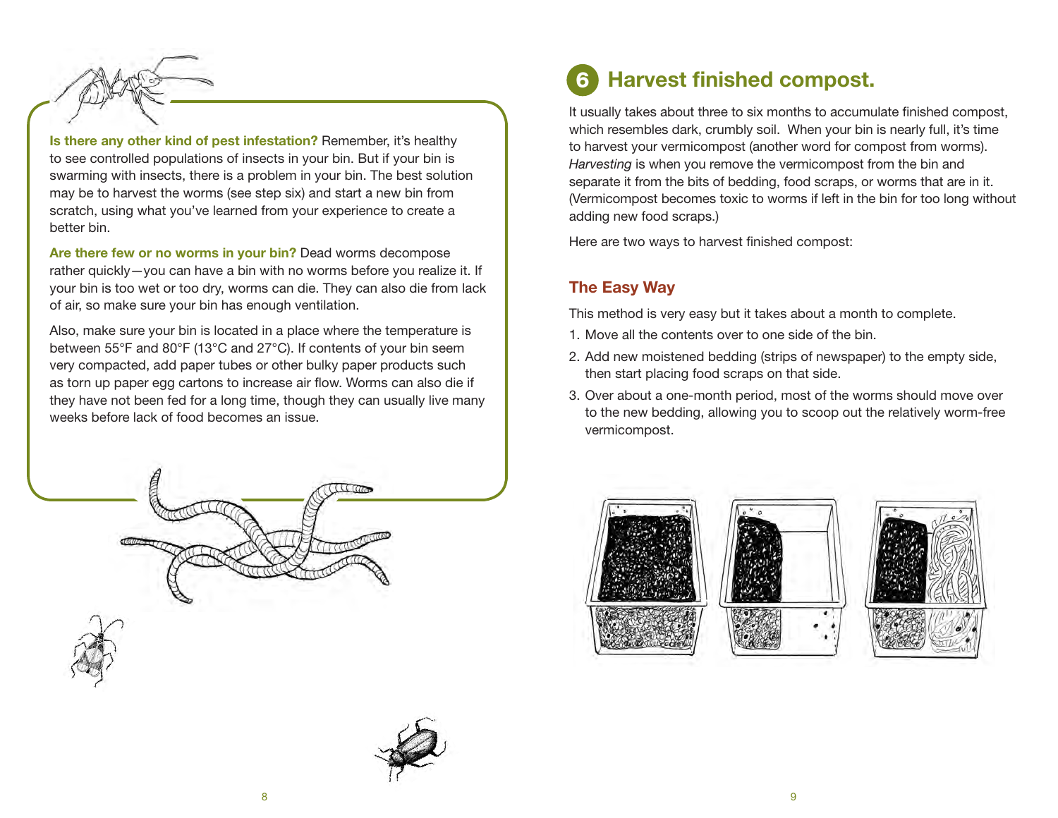**Is there any other kind of pest infestation?** Remember, it's healthy to see controlled populations of insects in your bin. But if your bin is swarming with insects, there is a problem in your bin. The best solution may be to harvest the worms (see step six) and start a new bin from scratch, using what you've learned from your experience to create a better bin.

**Are there few or no worms in your bin?** Dead worms decompose rather quickly—you can have a bin with no worms before you realize it. If your bin is too wet or too dry, worms can die. They can also die from lack of air, so make sure your bin has enough ventilation.

Also, make sure your bin is located in a place where the temperature is between 55°F and 80°F (13°C and 27°C). If contents of your bin seem very compacted, add paper tubes or other bulky paper products such as torn up paper egg cartons to increase air flow. Worms can also die if they have not been fed for a long time, though they can usually live many weeks before lack of food becomes an issue.

## 6 Harvest finished compost.

It usually takes about three to six months to accumulate finished compost, which resembles dark, crumbly soil. When your bin is nearly full, it's time to harvest your vermicompost (another word for compost from worms). *Harvesting* is when you remove the vermicompost from the bin and separate it from the bits of bedding, food scraps, or worms that are in it. (Vermicompost becomes toxic to worms if left in the bin for too long without adding new food scraps.)

Here are two ways to harvest finished compost:

### The Easy Way

This method is very easy but it takes about a month to complete.

1. Move all the contents over to one side of the bin.
2. Add new moistened bedding (strips of newspaper) to the empty side, then start placing food scraps on that side.
3. Over about a one-month period, most of the worms should move over to the new bedding, allowing you to scoop out the relatively worm-free vermicompost.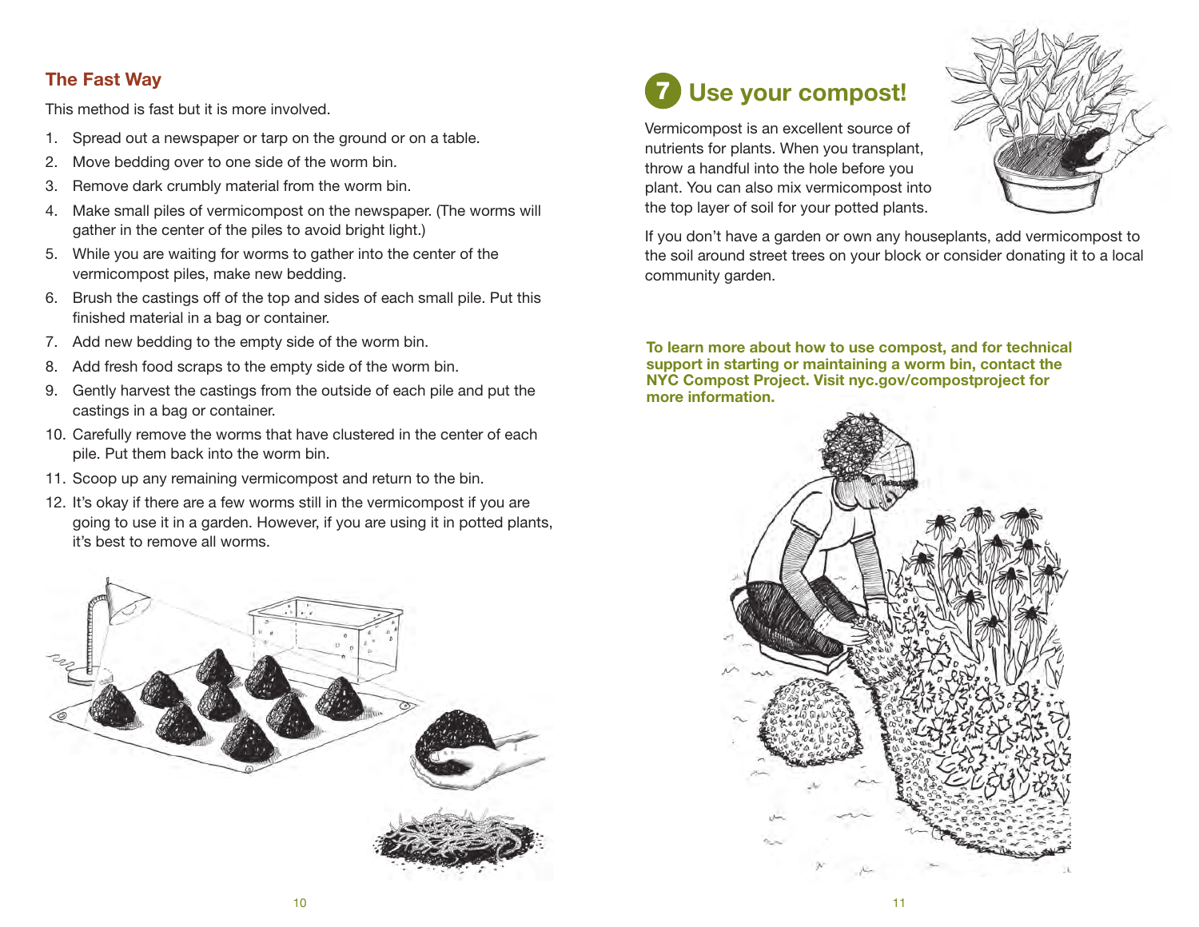### The Fast Way

This method is fast but it is more involved.

1. Spread out a newspaper or tarp on the ground or on a table.
2. Move bedding over to one side of the worm bin.
3. Remove dark crumbly material from the worm bin.
4. Make small piles of vermicompost on the newspaper. (The worms will gather in the center of the piles to avoid bright light.)
5. While you are waiting for worms to gather into the center of the vermicompost piles, make new bedding.
6. Brush the castings off of the top and sides of each small pile. Put this finished material in a bag or container.
7. Add new bedding to the empty side of the worm bin.
8. Add fresh food scraps to the empty side of the worm bin.
9. Gently harvest the castings from the outside of each pile and put the castings in a bag or container.
10. Carefully remove the worms that have clustered in the center of each pile. Put them back into the worm bin.
11. Scoop up any remaining vermicompost and return to the bin.
12. It's okay if there are a few worms still in the vermicompost if you are going to use it in a garden. However, if you are using it in potted plants, it's best to remove all worms.

## 7 Use your compost!

Vermicompost is an excellent source of nutrients for plants. When you transplant, throw a handful into the hole before you plant. You can also mix vermicompost into the top layer of soil for your potted plants.

If you don't have a garden or own any houseplants, add vermicompost to the soil around street trees on your block or consider donating it to a local community garden.

**To learn more about how to use compost, and for technical support in starting or maintaining a worm bin, contact the NYC Compost Project. Visit nyc.gov/compostproject for more information.**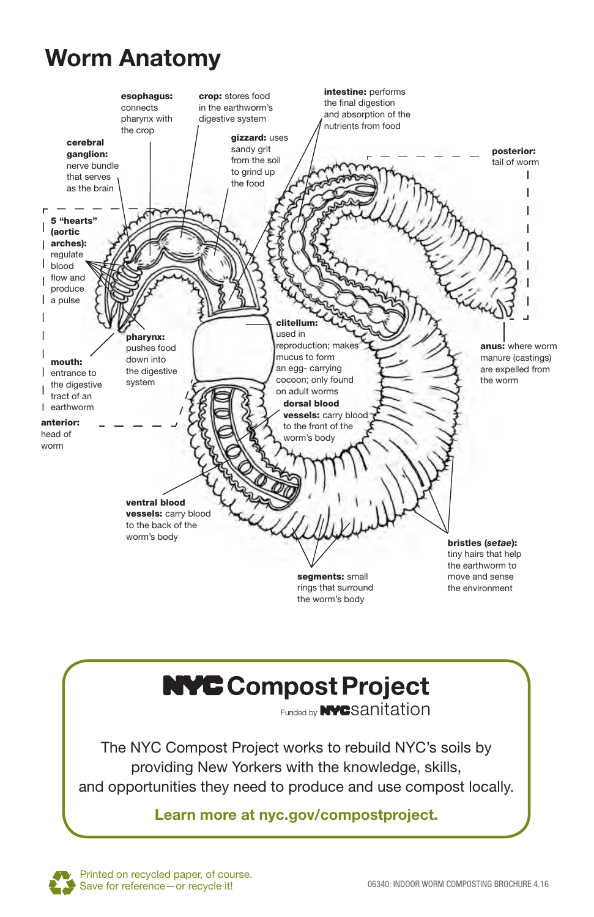# Worm Anatomy

**esophagus:** connects pharynx with the crop

**crop:** stores food in the earthworm's digestive system

**intestine:** performs the final digestion and absorption of the nutrients from food

**gizzard:** uses sandy grit from the soil to grind up the food

**cerebral ganglion:** nerve bundle that serves as the brain

**posterior:** tail of worm

**5 "hearts" (aortic arches):** regulate blood flow and produce a pulse

**clitellum:** used in reproduction; makes mucus to form an egg- carrying cocoon; only found on adult worms

**pharynx:** pushes food down into the digestive system

**anus:** where worm manure (castings) are expelled from the worm

**mouth:** entrance to the digestive tract of an earthworm

**dorsal blood vessels:** carry blood to the front of the worm's body

**anterior:** head of worm

**ventral blood vessels:** carry blood to the back of the worm's body

**bristles (*setae*):** tiny hairs that help the earthworm to move and sense the environment

**segments:** small rings that surround the worm's body

NYC Compost Project

Funded by NYC sanitation

The NYC Compost Project works to rebuild NYC's soils by providing New Yorkers with the knowledge, skills, and opportunities they need to produce and use compost locally.

**Learn more at nyc.gov/compostproject.**

Printed on recycled paper, of course.
Save for reference—or recycle it!

06340: INDOOR WORM COMPOSTING BROCHURE 4.16